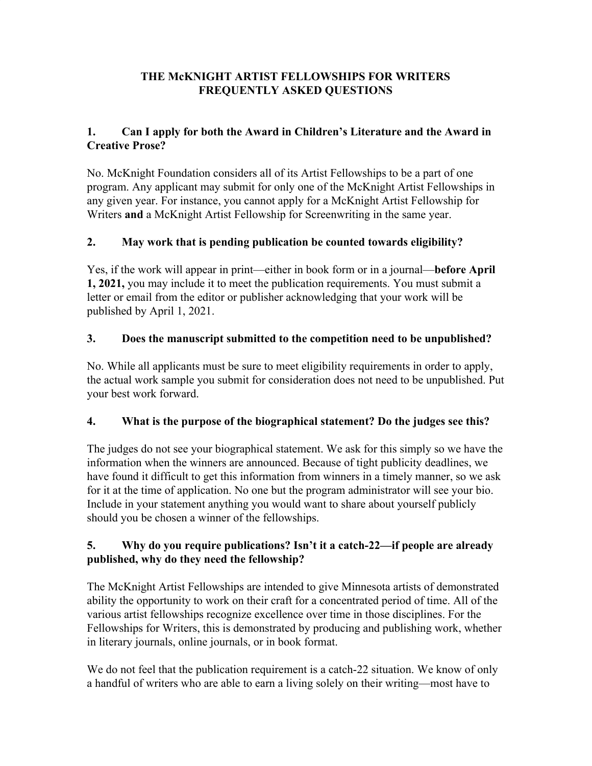# THE McKNIGHT ARTIST FELLOWSHIPS FOR WRITERS
# FREQUENTLY ASKED QUESTIONS

### 1. Can I apply for both the Award in Children's Literature and the Award in Creative Prose?

No. McKnight Foundation considers all of its Artist Fellowships to be a part of one program. Any applicant may submit for only one of the McKnight Artist Fellowships in any given year. For instance, you cannot apply for a McKnight Artist Fellowship for Writers **and** a McKnight Artist Fellowship for Screenwriting in the same year.

### 2. May work that is pending publication be counted towards eligibility?

Yes, if the work will appear in print—either in book form or in a journal—**before April 1, 2021,** you may include it to meet the publication requirements. You must submit a letter or email from the editor or publisher acknowledging that your work will be published by April 1, 2021.

### 3. Does the manuscript submitted to the competition need to be unpublished?

No. While all applicants must be sure to meet eligibility requirements in order to apply, the actual work sample you submit for consideration does not need to be unpublished. Put your best work forward.

### 4. What is the purpose of the biographical statement? Do the judges see this?

The judges do not see your biographical statement. We ask for this simply so we have the information when the winners are announced. Because of tight publicity deadlines, we have found it difficult to get this information from winners in a timely manner, so we ask for it at the time of application. No one but the program administrator will see your bio. Include in your statement anything you would want to share about yourself publicly should you be chosen a winner of the fellowships.

### 5. Why do you require publications? Isn't it a catch-22—if people are already published, why do they need the fellowship?

The McKnight Artist Fellowships are intended to give Minnesota artists of demonstrated ability the opportunity to work on their craft for a concentrated period of time. All of the various artist fellowships recognize excellence over time in those disciplines. For the Fellowships for Writers, this is demonstrated by producing and publishing work, whether in literary journals, online journals, or in book format.

We do not feel that the publication requirement is a catch-22 situation. We know of only a handful of writers who are able to earn a living solely on their writing—most have to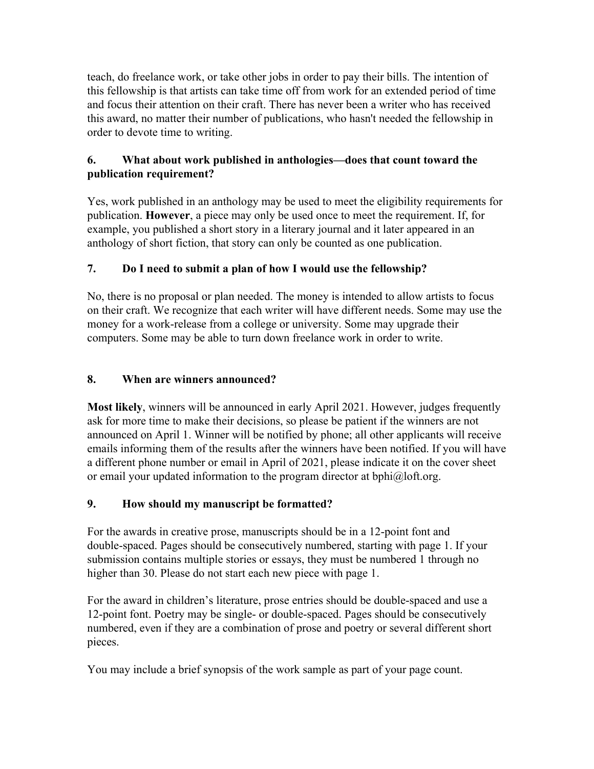teach, do freelance work, or take other jobs in order to pay their bills. The intention of this fellowship is that artists can take time off from work for an extended period of time and focus their attention on their craft. There has never been a writer who has received this award, no matter their number of publications, who hasn't needed the fellowship in order to devote time to writing.

### 6. What about work published in anthologies—does that count toward the publication requirement?

Yes, work published in an anthology may be used to meet the eligibility requirements for publication. **However**, a piece may only be used once to meet the requirement. If, for example, you published a short story in a literary journal and it later appeared in an anthology of short fiction, that story can only be counted as one publication.

### 7. Do I need to submit a plan of how I would use the fellowship?

No, there is no proposal or plan needed. The money is intended to allow artists to focus on their craft. We recognize that each writer will have different needs. Some may use the money for a work-release from a college or university. Some may upgrade their computers. Some may be able to turn down freelance work in order to write.

### 8. When are winners announced?

**Most likely**, winners will be announced in early April 2021. However, judges frequently ask for more time to make their decisions, so please be patient if the winners are not announced on April 1. Winner will be notified by phone; all other applicants will receive emails informing them of the results after the winners have been notified. If you will have a different phone number or email in April of 2021, please indicate it on the cover sheet or email your updated information to the program director at bphi@loft.org.

### 9. How should my manuscript be formatted?

For the awards in creative prose, manuscripts should be in a 12-point font and double-spaced. Pages should be consecutively numbered, starting with page 1. If your submission contains multiple stories or essays, they must be numbered 1 through no higher than 30. Please do not start each new piece with page 1.

For the award in children's literature, prose entries should be double-spaced and use a 12-point font. Poetry may be single- or double-spaced. Pages should be consecutively numbered, even if they are a combination of prose and poetry or several different short pieces.

You may include a brief synopsis of the work sample as part of your page count.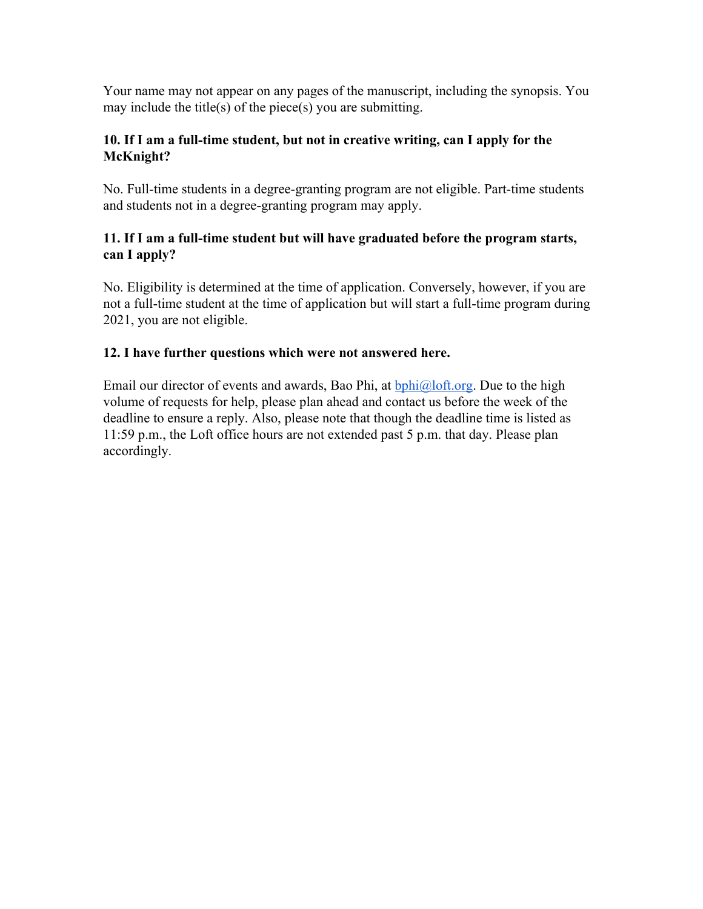Your name may not appear on any pages of the manuscript, including the synopsis. You may include the title(s) of the piece(s) you are submitting.

**10. If I am a full-time student, but not in creative writing, can I apply for the McKnight?**

No. Full-time students in a degree-granting program are not eligible. Part-time students and students not in a degree-granting program may apply.

**11. If I am a full-time student but will have graduated before the program starts, can I apply?**

No. Eligibility is determined at the time of application. Conversely, however, if you are not a full-time student at the time of application but will start a full-time program during 2021, you are not eligible.

**12. I have further questions which were not answered here.**

Email our director of events and awards, Bao Phi, at [bphi@loft.org](mailto:bphi@loft.org). Due to the high volume of requests for help, please plan ahead and contact us before the week of the deadline to ensure a reply. Also, please note that though the deadline time is listed as 11:59 p.m., the Loft office hours are not extended past 5 p.m. that day. Please plan accordingly.